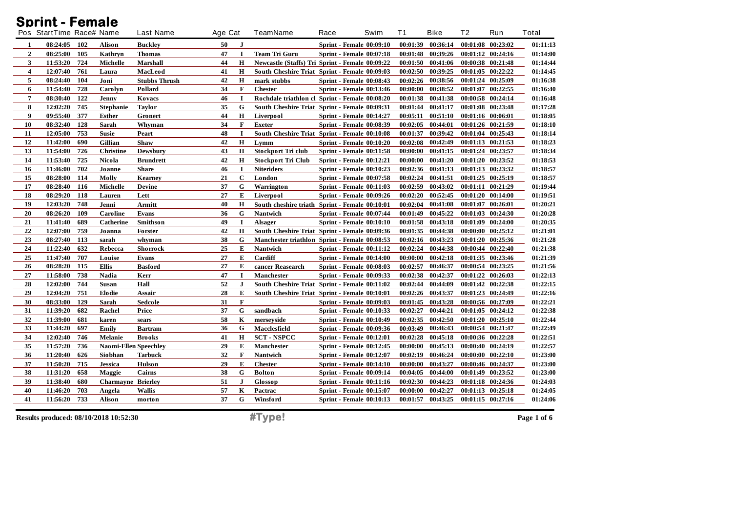# Sprint - Female

| Pos | StartTime | Race# | Name | Last Name | Age | Cat | TeamName | Race | Swim | T1 | Bike | T2 | Run | Total |
|---|---|---|---|---|---|---|---|---|---|---|---|---|---|---|
| 1 | 08:24:05 | 102 | Alison | Buckley | 50 | J | | Sprint - Female | 00:09:10 | 00:01:39 | 00:36:14 | 00:01:08 | 00:23:02 | 01:11:13 |
| 2 | 08:25:00 | 105 | Kathryn | Thomas | 47 | I | Team Tri Guru | Sprint - Female | 00:07:18 | 00:01:48 | 00:39:26 | 00:01:12 | 00:24:16 | 01:14:00 |
| 3 | 11:53:20 | 724 | Michelle | Marshall | 44 | H | Newcastle (Staffs) Tri | Sprint - Female | 00:09:22 | 00:01:50 | 00:41:06 | 00:00:38 | 00:21:48 | 01:14:44 |
| 4 | 12:07:40 | 761 | Laura | MacLeod | 41 | H | South Cheshire Triat | Sprint - Female | 00:09:03 | 00:02:50 | 00:39:25 | 00:01:05 | 00:22:22 | 01:14:45 |
| 5 | 08:24:40 | 104 | Joni | Stubbs Thrush | 42 | H | mark stubbs | Sprint - Female | 00:08:43 | 00:02:26 | 00:38:56 | 00:01:24 | 00:25:09 | 01:16:38 |
| 6 | 11:54:40 | 728 | Carolyn | Pollard | 34 | F | Chester | Sprint - Female | 00:13:46 | 00:00:00 | 00:38:52 | 00:01:07 | 00:22:55 | 01:16:40 |
| 7 | 08:30:40 | 122 | Jenny | Kovacs | 46 | I | Rochdale triathlon cl | Sprint - Female | 00:08:20 | 00:01:38 | 00:41:38 | 00:00:58 | 00:24:14 | 01:16:48 |
| 8 | 12:02:40 | 745 | Stephanie | Taylor | 35 | G | South Cheshire Triat | Sprint - Female | 00:09:31 | 00:01:44 | 00:41:17 | 00:01:08 | 00:23:48 | 01:17:28 |
| 9 | 09:55:40 | 377 | Esther | Gronert | 44 | H | Liverpool | Sprint - Female | 00:14:27 | 00:05:11 | 00:51:10 | 00:01:16 | 00:06:01 | 01:18:05 |
| 10 | 08:32:40 | 128 | Sarah | Whyman | 34 | F | Exeter | Sprint - Female | 00:08:39 | 00:02:05 | 00:44:01 | 00:01:26 | 00:21:59 | 01:18:10 |
| 11 | 12:05:00 | 753 | Susie | Peart | 48 | I | South Cheshire Triat | Sprint - Female | 00:10:08 | 00:01:37 | 00:39:42 | 00:01:04 | 00:25:43 | 01:18:14 |
| 12 | 11:42:00 | 690 | Gillian | Shaw | 42 | H | Lymm | Sprint - Female | 00:10:20 | 00:02:08 | 00:42:49 | 00:01:13 | 00:21:53 | 01:18:23 |
| 13 | 11:54:00 | 726 | Christine | Dewsbury | 43 | H | Stockport Tri club | Sprint - Female | 00:11:58 | 00:00:00 | 00:41:15 | 00:01:24 | 00:23:57 | 01:18:34 |
| 14 | 11:53:40 | 725 | Nicola | Brundrett | 42 | H | Stockport Tri Club | Sprint - Female | 00:12:21 | 00:00:00 | 00:41:20 | 00:01:20 | 00:23:52 | 01:18:53 |
| 16 | 11:46:00 | 702 | Joanne | Share | 46 | I | Niteriders | Sprint - Female | 00:10:23 | 00:02:36 | 00:41:13 | 00:01:13 | 00:23:32 | 01:18:57 |
| 15 | 08:28:00 | 114 | Molly | Kearney | 21 | C | London | Sprint - Female | 00:07:58 | 00:02:24 | 00:41:51 | 00:01:25 | 00:25:19 | 01:18:57 |
| 17 | 08:28:40 | 116 | Michelle | Devine | 37 | G | Warrington | Sprint - Female | 00:11:03 | 00:02:59 | 00:43:02 | 00:01:11 | 00:21:29 | 01:19:44 |
| 18 | 08:29:20 | 118 | Lauren | Lett | 27 | E | Liverpool | Sprint - Female | 00:09:26 | 00:02:20 | 00:52:45 | 00:01:20 | 00:14:00 | 01:19:51 |
| 19 | 12:03:20 | 748 | Jenni | Armitt | 40 | H | South cheshire triath | Sprint - Female | 00:10:01 | 00:02:04 | 00:41:08 | 00:01:07 | 00:26:01 | 01:20:21 |
| 20 | 08:26:20 | 109 | Caroline | Evans | 36 | G | Nantwich | Sprint - Female | 00:07:44 | 00:01:49 | 00:45:22 | 00:01:03 | 00:24:30 | 01:20:28 |
| 21 | 11:41:40 | 689 | Catherine | Smithson | 49 | I | Alsager | Sprint - Female | 00:10:10 | 00:01:58 | 00:43:18 | 00:01:09 | 00:24:00 | 01:20:35 |
| 22 | 12:07:00 | 759 | Joanna | Forster | 42 | H | South Cheshire Triat | Sprint - Female | 00:09:36 | 00:01:35 | 00:44:38 | 00:00:00 | 00:25:12 | 01:21:01 |
| 23 | 08:27:40 | 113 | sarah | whyman | 38 | G | Manchester triathlon | Sprint - Female | 00:08:53 | 00:02:16 | 00:43:23 | 00:01:20 | 00:25:36 | 01:21:28 |
| 24 | 11:22:40 | 632 | Rebecca | Shorrock | 25 | E | Nantwich | Sprint - Female | 00:11:12 | 00:02:24 | 00:44:38 | 00:00:44 | 00:22:40 | 01:21:38 |
| 25 | 11:47:40 | 707 | Louise | Evans | 27 | E | Cardiff | Sprint - Female | 00:14:00 | 00:00:00 | 00:42:18 | 00:01:35 | 00:23:46 | 01:21:39 |
| 26 | 08:28:20 | 115 | Ellis | Basford | 27 | E | cancer Reasearch | Sprint - Female | 00:08:03 | 00:02:57 | 00:46:37 | 00:00:54 | 00:23:25 | 01:21:56 |
| 27 | 11:58:00 | 738 | Nadia | Kerr | 47 | I | Manchester | Sprint - Female | 00:09:33 | 00:02:38 | 00:42:37 | 00:01:22 | 00:26:03 | 01:22:13 |
| 28 | 12:02:00 | 744 | Susan | Hall | 52 | J | South Cheshire Triat | Sprint - Female | 00:11:02 | 00:02:44 | 00:44:09 | 00:01:42 | 00:22:38 | 01:22:15 |
| 29 | 12:04:20 | 751 | Elodie | Assair | 28 | E | South Cheshire Triat | Sprint - Female | 00:10:01 | 00:02:26 | 00:43:37 | 00:01:23 | 00:24:49 | 01:22:16 |
| 30 | 08:33:00 | 129 | Sarah | Sedcole | 31 | F | | Sprint - Female | 00:09:03 | 00:01:45 | 00:43:28 | 00:00:56 | 00:27:09 | 01:22:21 |
| 31 | 11:39:20 | 682 | Rachel | Price | 37 | G | sandbach | Sprint - Female | 00:10:33 | 00:02:27 | 00:44:21 | 00:01:05 | 00:24:12 | 01:22:38 |
| 32 | 11:39:00 | 681 | karen | sears | 58 | K | merseyside | Sprint - Female | 00:10:49 | 00:02:35 | 00:42:50 | 00:01:20 | 00:25:10 | 01:22:44 |
| 33 | 11:44:20 | 697 | Emily | Bartram | 36 | G | Macclesfield | Sprint - Female | 00:09:36 | 00:03:49 | 00:46:43 | 00:00:54 | 00:21:47 | 01:22:49 |
| 34 | 12:02:40 | 746 | Melanie | Brooks | 41 | H | SCT - NSPCC | Sprint - Female | 00:12:01 | 00:02:28 | 00:45:18 | 00:00:36 | 00:22:28 | 01:22:51 |
| 35 | 11:57:20 | 736 | Naomi-Ellen | Speechley | 29 | E | Manchester | Sprint - Female | 00:12:45 | 00:00:00 | 00:45:13 | 00:00:40 | 00:24:19 | 01:22:57 |
| 36 | 11:20:40 | 626 | Siobhan | Tarbuck | 32 | F | Nantwich | Sprint - Female | 00:12:07 | 00:02:19 | 00:46:24 | 00:00:00 | 00:22:10 | 01:23:00 |
| 37 | 11:50:20 | 715 | Jessica | Hulson | 29 | E | Chester | Sprint - Female | 00:14:10 | 00:00:00 | 00:43:27 | 00:00:46 | 00:24:37 | 01:23:00 |
| 38 | 11:31:20 | 658 | Maggie | Cairns | 38 | G | Bolton | Sprint - Female | 00:09:14 | 00:04:05 | 00:44:00 | 00:01:49 | 00:23:52 | 01:23:00 |
| 39 | 11:38:40 | 680 | Charmayne | Brierley | 51 | J | Glossop | Sprint - Female | 00:11:16 | 00:02:30 | 00:44:23 | 00:01:18 | 00:24:36 | 01:24:03 |
| 40 | 11:46:20 | 703 | Angela | Wallis | 57 | K | Pactrac | Sprint - Female | 00:15:07 | 00:00:00 | 00:42:27 | 00:01:13 | 00:25:18 | 01:24:05 |
| 41 | 11:56:20 | 733 | Alison | morton | 37 | G | Winsford | Sprint - Female | 00:10:13 | 00:01:57 | 00:43:25 | 00:01:15 | 00:27:16 | 01:24:06 |

Results produced: 08/10/2018 10:52:30

#Type!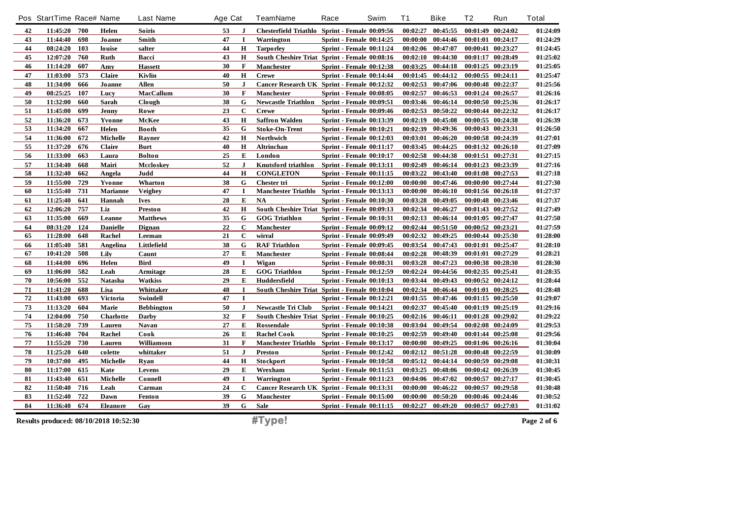| Pos | StartTime | Race# | Name | Last Name | Age | Cat | TeamName | Race | Swim | T1 | Bike | T2 | Run | Total |
|---|---|---|---|---|---|---|---|---|---|---|---|---|---|---|
| 42 | 11:45:20 | 700 | Helen | Soiris | 53 | J | Chesterfield Triathlo | Sprint - Female | 00:09:56 | 00:02:27 | 00:45:55 | 00:01:49 | 00:24:02 | 01:24:09 |
| 43 | 11:44:40 | 698 | Joanne | Smith | 47 | I | Warrington | Sprint - Female | 00:14:25 | 00:00:00 | 00:44:46 | 00:01:01 | 00:24:17 | 01:24:29 |
| 44 | 08:24:20 | 103 | louise | salter | 44 | H | Tarporley | Sprint - Female | 00:11:24 | 00:02:06 | 00:47:07 | 00:00:41 | 00:23:27 | 01:24:45 |
| 45 | 12:07:20 | 760 | Ruth | Bacci | 43 | H | South Cheshire Triat | Sprint - Female | 00:08:16 | 00:02:10 | 00:44:30 | 00:01:17 | 00:28:49 | 01:25:02 |
| 46 | 11:14:20 | 607 | Amy | Hassett | 30 | F | Manchester | Sprint - Female | 00:12:38 | 00:03:25 | 00:44:18 | 00:01:25 | 00:23:19 | 01:25:05 |
| 47 | 11:03:00 | 573 | Claire | Kivlin | 40 | H | Crewe | Sprint - Female | 00:14:44 | 00:01:45 | 00:44:12 | 00:00:55 | 00:24:11 | 01:25:47 |
| 48 | 11:34:00 | 666 | Joanne | Allen | 50 | J | Cancer Research UK | Sprint - Female | 00:12:32 | 00:02:53 | 00:47:06 | 00:00:48 | 00:22:37 | 01:25:56 |
| 49 | 08:25:25 | 107 | Lucy | MacCallum | 30 | F | Manchester | Sprint - Female | 00:08:05 | 00:02:57 | 00:46:53 | 00:01:24 | 00:26:57 | 01:26:16 |
| 50 | 11:32:00 | 660 | Sarah | Clough | 38 | G | Newcastle Triathlon | Sprint - Female | 00:09:51 | 00:03:46 | 00:46:14 | 00:00:50 | 00:25:36 | 01:26:17 |
| 51 | 11:45:00 | 699 | Jenny | Rowe | 23 | C | Crewe | Sprint - Female | 00:09:46 | 00:02:53 | 00:50:22 | 00:00:44 | 00:22:32 | 01:26:17 |
| 52 | 11:36:20 | 673 | Yvonne | McKee | 43 | H | Saffron Walden | Sprint - Female | 00:13:39 | 00:02:19 | 00:45:08 | 00:00:55 | 00:24:38 | 01:26:39 |
| 53 | 11:34:20 | 667 | Helen | Booth | 35 | G | Stoke-On-Trent | Sprint - Female | 00:10:21 | 00:02:39 | 00:49:36 | 00:00:43 | 00:23:31 | 01:26:50 |
| 54 | 11:36:00 | 672 | Michelle | Rayner | 42 | H | Northwich | Sprint - Female | 00:12:03 | 00:03:01 | 00:46:20 | 00:00:58 | 00:24:39 | 01:27:01 |
| 55 | 11:37:20 | 676 | Claire | Burt | 40 | H | Altrinchan | Sprint - Female | 00:11:17 | 00:03:45 | 00:44:25 | 00:01:32 | 00:26:10 | 01:27:09 |
| 56 | 11:33:00 | 663 | Laura | Bolton | 25 | E | London | Sprint - Female | 00:10:17 | 00:02:58 | 00:44:38 | 00:01:51 | 00:27:31 | 01:27:15 |
| 57 | 11:34:40 | 668 | Mairi | Mccloskey | 52 | J | Knutsford triathlon | Sprint - Female | 00:13:11 | 00:02:49 | 00:46:14 | 00:01:23 | 00:23:39 | 01:27:16 |
| 58 | 11:32:40 | 662 | Angela | Judd | 44 | H | CONGLETON | Sprint - Female | 00:11:15 | 00:03:22 | 00:43:40 | 00:01:08 | 00:27:53 | 01:27:18 |
| 59 | 11:55:00 | 729 | Yvonne | Wharton | 38 | G | Chester tri | Sprint - Female | 00:12:00 | 00:00:00 | 00:47:46 | 00:00:00 | 00:27:44 | 01:27:30 |
| 60 | 11:55:40 | 731 | Marianne | Veighey | 47 | I | Manchester Triathlo | Sprint - Female | 00:13:13 | 00:00:00 | 00:46:10 | 00:01:56 | 00:26:18 | 01:27:37 |
| 61 | 11:25:40 | 641 | Hannah | Ives | 28 | E | NA | Sprint - Female | 00:10:30 | 00:03:28 | 00:49:05 | 00:00:48 | 00:23:46 | 01:27:37 |
| 62 | 12:06:20 | 757 | Liz | Preston | 42 | H | South Cheshire Triat | Sprint - Female | 00:09:13 | 00:02:34 | 00:46:27 | 00:01:43 | 00:27:52 | 01:27:49 |
| 63 | 11:35:00 | 669 | Leanne | Matthews | 35 | G | GOG Triathlon | Sprint - Female | 00:10:31 | 00:02:13 | 00:46:14 | 00:01:05 | 00:27:47 | 01:27:50 |
| 64 | 08:31:20 | 124 | Danielle | Dignan | 22 | C | Manchester | Sprint - Female | 00:09:12 | 00:02:44 | 00:51:50 | 00:00:52 | 00:23:21 | 01:27:59 |
| 65 | 11:28:00 | 648 | Rachel | Leeman | 21 | C | wirral | Sprint - Female | 00:09:49 | 00:02:32 | 00:49:25 | 00:00:44 | 00:25:30 | 01:28:00 |
| 66 | 11:05:40 | 581 | Angelina | Littlefield | 38 | G | RAF Triathlon | Sprint - Female | 00:09:45 | 00:03:54 | 00:47:43 | 00:01:01 | 00:25:47 | 01:28:10 |
| 67 | 10:41:20 | 508 | Lily | Caunt | 27 | E | Manchester | Sprint - Female | 00:08:44 | 00:02:28 | 00:48:39 | 00:01:01 | 00:27:29 | 01:28:21 |
| 68 | 11:44:00 | 696 | Helen | Bird | 49 | I | Wigan | Sprint - Female | 00:08:31 | 00:03:28 | 00:47:23 | 00:00:38 | 00:28:30 | 01:28:30 |
| 69 | 11:06:00 | 582 | Leah | Armitage | 28 | E | GOG Triathlon | Sprint - Female | 00:12:59 | 00:02:24 | 00:44:56 | 00:02:35 | 00:25:41 | 01:28:35 |
| 70 | 10:56:00 | 552 | Natasha | Watkiss | 29 | E | Huddersfield | Sprint - Female | 00:10:13 | 00:03:44 | 00:49:43 | 00:00:52 | 00:24:12 | 01:28:44 |
| 71 | 11:41:20 | 688 | Lisa | Whittaker | 48 | I | South Cheshire Triat | Sprint - Female | 00:10:04 | 00:02:34 | 00:46:44 | 00:01:01 | 00:28:25 | 01:28:48 |
| 72 | 11:43:00 | 693 | Victoria | Swindell | 47 | I | | Sprint - Female | 00:12:21 | 00:01:55 | 00:47:46 | 00:01:15 | 00:25:50 | 01:29:07 |
| 73 | 11:13:20 | 604 | Marie | Bebbington | 50 | J | Newcastle Tri Club | Sprint - Female | 00:14:21 | 00:02:37 | 00:45:40 | 00:01:19 | 00:25:19 | 01:29:16 |
| 74 | 12:04:00 | 750 | Charlotte | Darby | 32 | F | South Cheshire Triat | Sprint - Female | 00:10:25 | 00:02:16 | 00:46:11 | 00:01:28 | 00:29:02 | 01:29:22 |
| 75 | 11:58:20 | 739 | Lauren | Navan | 27 | E | Rossendale | Sprint - Female | 00:10:38 | 00:03:04 | 00:49:54 | 00:02:08 | 00:24:09 | 01:29:53 |
| 76 | 11:46:40 | 704 | Rachel | Cook | 26 | E | Rachel Cook | Sprint - Female | 00:10:25 | 00:02:59 | 00:49:40 | 00:01:44 | 00:25:08 | 01:29:56 |
| 77 | 11:55:20 | 730 | Lauren | Williamson | 31 | F | Manchester Triathlo | Sprint - Female | 00:13:17 | 00:00:00 | 00:49:25 | 00:01:06 | 00:26:16 | 01:30:04 |
| 78 | 11:25:20 | 640 | colette | whittaker | 51 | J | Preston | Sprint - Female | 00:12:42 | 00:02:12 | 00:51:28 | 00:00:48 | 00:22:59 | 01:30:09 |
| 79 | 10:37:00 | 495 | Michelle | Ryan | 44 | H | Stockport | Sprint - Female | 00:10:58 | 00:05:12 | 00:44:14 | 00:00:59 | 00:29:08 | 01:30:31 |
| 80 | 11:17:00 | 615 | Kate | Levens | 29 | E | Wrexham | Sprint - Female | 00:11:53 | 00:03:25 | 00:48:06 | 00:00:42 | 00:26:39 | 01:30:45 |
| 81 | 11:43:40 | 651 | Michelle | Connell | 49 | I | Warrington | Sprint - Female | 00:11:23 | 00:04:06 | 00:47:02 | 00:00:57 | 00:27:17 | 01:30:45 |
| 82 | 11:50:40 | 716 | Leah | Carman | 24 | C | Cancer Research UK | Sprint - Female | 00:13:31 | 00:00:00 | 00:46:22 | 00:00:57 | 00:29:58 | 01:30:48 |
| 83 | 11:52:40 | 722 | Dawn | Fenton | 39 | G | Manchester | Sprint - Female | 00:15:00 | 00:00:00 | 00:50:20 | 00:00:46 | 00:24:46 | 01:30:52 |
| 84 | 11:36:40 | 674 | Eleanore | Gay | 39 | G | Sale | Sprint - Female | 00:11:15 | 00:02:27 | 00:49:20 | 00:00:57 | 00:27:03 | 01:31:02 |

Results produced: 08/10/2018 10:52:30

#Type!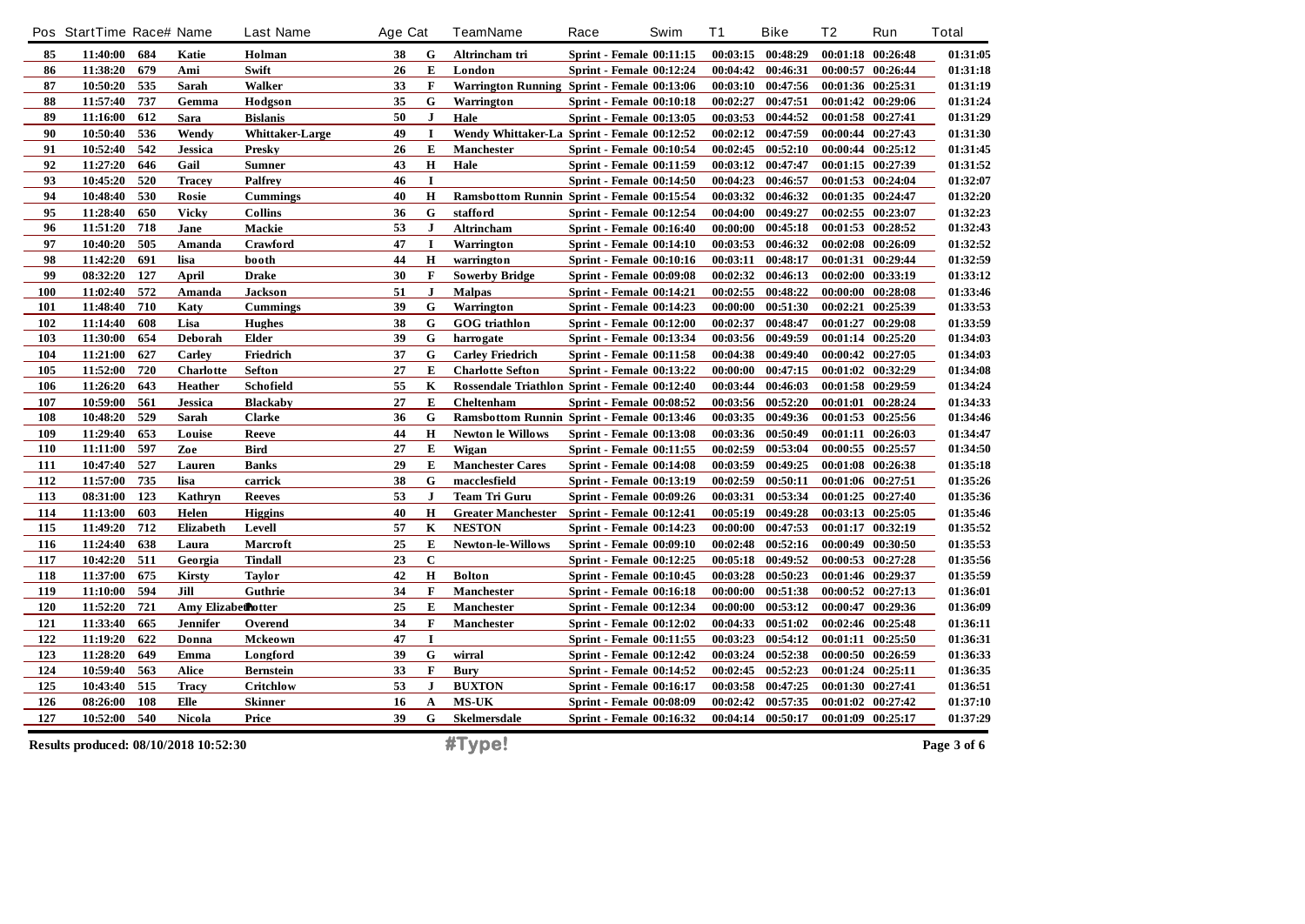| Pos | StartTime | Race# | Name | Last Name | Age | Cat | TeamName | Race | Swim | T1 | Bike | T2 | Run | Total |
|---|---|---|---|---|---|---|---|---|---|---|---|---|---|---|
| 85 | 11:40:00 | 684 | Katie | Holman | 38 | G | Altrincham tri | Sprint - Female | 00:11:15 | 00:03:15 | 00:48:29 | 00:01:18 | 00:26:48 | 01:31:05 |
| 86 | 11:38:20 | 679 | Ami | Swift | 26 | E | London | Sprint - Female | 00:12:24 | 00:04:42 | 00:46:31 | 00:00:57 | 00:26:44 | 01:31:18 |
| 87 | 10:50:20 | 535 | Sarah | Walker | 33 | F | Warrington Running | Sprint - Female | 00:13:06 | 00:03:10 | 00:47:56 | 00:01:36 | 00:25:31 | 01:31:19 |
| 88 | 11:57:40 | 737 | Gemma | Hodgson | 35 | G | Warrington | Sprint - Female | 00:10:18 | 00:02:27 | 00:47:51 | 00:01:42 | 00:29:06 | 01:31:24 |
| 89 | 11:16:00 | 612 | Sara | Bislanis | 50 | J | Hale | Sprint - Female | 00:13:05 | 00:03:53 | 00:44:52 | 00:01:58 | 00:27:41 | 01:31:29 |
| 90 | 10:50:40 | 536 | Wendy | Whittaker-Large | 49 | I | Wendy Whittaker-La | Sprint - Female | 00:12:52 | 00:02:12 | 00:47:59 | 00:00:44 | 00:27:43 | 01:31:30 |
| 91 | 10:52:40 | 542 | Jessica | Presky | 26 | E | Manchester | Sprint - Female | 00:10:54 | 00:02:45 | 00:52:10 | 00:00:44 | 00:25:12 | 01:31:45 |
| 92 | 11:27:20 | 646 | Gail | Sumner | 43 | H | Hale | Sprint - Female | 00:11:59 | 00:03:12 | 00:47:47 | 00:01:15 | 00:27:39 | 01:31:52 |
| 93 | 10:45:20 | 520 | Tracey | Palfrey | 46 | I | | Sprint - Female | 00:14:50 | 00:04:23 | 00:46:57 | 00:01:53 | 00:24:04 | 01:32:07 |
| 94 | 10:48:40 | 530 | Rosie | Cummings | 40 | H | Ramsbottom Runnin | Sprint - Female | 00:15:54 | 00:03:32 | 00:46:32 | 00:01:35 | 00:24:47 | 01:32:20 |
| 95 | 11:28:40 | 650 | Vicky | Collins | 36 | G | stafford | Sprint - Female | 00:12:54 | 00:04:00 | 00:49:27 | 00:02:55 | 00:23:07 | 01:32:23 |
| 96 | 11:51:20 | 718 | Jane | Mackie | 53 | J | Altrincham | Sprint - Female | 00:16:40 | 00:00:00 | 00:45:18 | 00:01:53 | 00:28:52 | 01:32:43 |
| 97 | 10:40:20 | 505 | Amanda | Crawford | 47 | I | Warrington | Sprint - Female | 00:14:10 | 00:03:53 | 00:46:32 | 00:02:08 | 00:26:09 | 01:32:52 |
| 98 | 11:42:20 | 691 | lisa | booth | 44 | H | warrington | Sprint - Female | 00:10:16 | 00:03:11 | 00:48:17 | 00:01:31 | 00:29:44 | 01:32:59 |
| 99 | 08:32:20 | 127 | April | Drake | 30 | F | Sowerby Bridge | Sprint - Female | 00:09:08 | 00:02:32 | 00:46:13 | 00:02:00 | 00:33:19 | 01:33:12 |
| 100 | 11:02:40 | 572 | Amanda | Jackson | 51 | J | Malpas | Sprint - Female | 00:14:21 | 00:02:55 | 00:48:22 | 00:00:00 | 00:28:08 | 01:33:46 |
| 101 | 11:48:40 | 710 | Katy | Cummings | 39 | G | Warrington | Sprint - Female | 00:14:23 | 00:00:00 | 00:51:30 | 00:02:21 | 00:25:39 | 01:33:53 |
| 102 | 11:14:40 | 608 | Lisa | Hughes | 38 | G | GOG triathlon | Sprint - Female | 00:12:00 | 00:02:37 | 00:48:47 | 00:01:27 | 00:29:08 | 01:33:59 |
| 103 | 11:30:00 | 654 | Deborah | Elder | 39 | G | harrogate | Sprint - Female | 00:13:34 | 00:03:56 | 00:49:59 | 00:01:14 | 00:25:20 | 01:34:03 |
| 104 | 11:21:00 | 627 | Carley | Friedrich | 37 | G | Carley Friedrich | Sprint - Female | 00:11:58 | 00:04:38 | 00:49:40 | 00:00:42 | 00:27:05 | 01:34:03 |
| 105 | 11:52:00 | 720 | Charlotte | Sefton | 27 | E | Charlotte Sefton | Sprint - Female | 00:13:22 | 00:00:00 | 00:47:15 | 00:01:02 | 00:32:29 | 01:34:08 |
| 106 | 11:26:20 | 643 | Heather | Schofield | 55 | K | Rossendale Triathlon | Sprint - Female | 00:12:40 | 00:03:44 | 00:46:03 | 00:01:58 | 00:29:59 | 01:34:24 |
| 107 | 10:59:00 | 561 | Jessica | Blackaby | 27 | E | Cheltenham | Sprint - Female | 00:08:52 | 00:03:56 | 00:52:20 | 00:01:01 | 00:28:24 | 01:34:33 |
| 108 | 10:48:20 | 529 | Sarah | Clarke | 36 | G | Ramsbottom Runnin | Sprint - Female | 00:13:46 | 00:03:35 | 00:49:36 | 00:01:53 | 00:25:56 | 01:34:46 |
| 109 | 11:29:40 | 653 | Louise | Reeve | 44 | H | Newton le Willows | Sprint - Female | 00:13:08 | 00:03:36 | 00:50:49 | 00:01:11 | 00:26:03 | 01:34:47 |
| 110 | 11:11:00 | 597 | Zoe | Bird | 27 | E | Wigan | Sprint - Female | 00:11:55 | 00:02:59 | 00:53:04 | 00:00:55 | 00:25:57 | 01:34:50 |
| 111 | 10:47:40 | 527 | Lauren | Banks | 29 | E | Manchester Cares | Sprint - Female | 00:14:08 | 00:03:59 | 00:49:25 | 00:01:08 | 00:26:38 | 01:35:18 |
| 112 | 11:57:00 | 735 | lisa | carrick | 38 | G | macclesfield | Sprint - Female | 00:13:19 | 00:02:59 | 00:50:11 | 00:01:06 | 00:27:51 | 01:35:26 |
| 113 | 08:31:00 | 123 | Kathryn | Reeves | 53 | J | Team Tri Guru | Sprint - Female | 00:09:26 | 00:03:31 | 00:53:34 | 00:01:25 | 00:27:40 | 01:35:36 |
| 114 | 11:13:00 | 603 | Helen | Higgins | 40 | H | Greater Manchester | Sprint - Female | 00:12:41 | 00:05:19 | 00:49:28 | 00:03:13 | 00:25:05 | 01:35:46 |
| 115 | 11:49:20 | 712 | Elizabeth | Levell | 57 | K | NESTON | Sprint - Female | 00:14:23 | 00:00:00 | 00:47:53 | 00:01:17 | 00:32:19 | 01:35:52 |
| 116 | 11:24:40 | 638 | Laura | Marcroft | 25 | E | Newton-le-Willows | Sprint - Female | 00:09:10 | 00:02:48 | 00:52:16 | 00:00:49 | 00:30:50 | 01:35:53 |
| 117 | 10:42:20 | 511 | Georgia | Tindall | 23 | C | | Sprint - Female | 00:12:25 | 00:05:18 | 00:49:52 | 00:00:53 | 00:27:28 | 01:35:56 |
| 118 | 11:37:00 | 675 | Kirsty | Taylor | 42 | H | Bolton | Sprint - Female | 00:10:45 | 00:03:28 | 00:50:23 | 00:01:46 | 00:29:37 | 01:35:59 |
| 119 | 11:10:00 | 594 | Jill | Guthrie | 34 | F | Manchester | Sprint - Female | 00:16:18 | 00:00:00 | 00:51:38 | 00:00:52 | 00:27:13 | 01:36:01 |
| 120 | 11:52:20 | 721 | Amy Elizabeth | Potter | 25 | E | Manchester | Sprint - Female | 00:12:34 | 00:00:00 | 00:53:12 | 00:00:47 | 00:29:36 | 01:36:09 |
| 121 | 11:33:40 | 665 | Jennifer | Overend | 34 | F | Manchester | Sprint - Female | 00:12:02 | 00:04:33 | 00:51:02 | 00:02:46 | 00:25:48 | 01:36:11 |
| 122 | 11:19:20 | 622 | Donna | Mckeown | 47 | I | | Sprint - Female | 00:11:55 | 00:03:23 | 00:54:12 | 00:01:11 | 00:25:50 | 01:36:31 |
| 123 | 11:28:20 | 649 | Emma | Longford | 39 | G | wirral | Sprint - Female | 00:12:42 | 00:03:24 | 00:52:38 | 00:00:50 | 00:26:59 | 01:36:33 |
| 124 | 10:59:40 | 563 | Alice | Bernstein | 33 | F | Bury | Sprint - Female | 00:14:52 | 00:02:45 | 00:52:23 | 00:01:24 | 00:25:11 | 01:36:35 |
| 125 | 10:43:40 | 515 | Tracy | Critchlow | 53 | J | BUXTON | Sprint - Female | 00:16:17 | 00:03:58 | 00:47:25 | 00:01:30 | 00:27:41 | 01:36:51 |
| 126 | 08:26:00 | 108 | Elle | Skinner | 16 | A | MS-UK | Sprint - Female | 00:08:09 | 00:02:42 | 00:57:35 | 00:01:02 | 00:27:42 | 01:37:10 |
| 127 | 10:52:00 | 540 | Nicola | Price | 39 | G | Skelmersdale | Sprint - Female | 00:16:32 | 00:04:14 | 00:50:17 | 00:01:09 | 00:25:17 | 01:37:29 |

Results produced: 08/10/2018 10:52:30

#Type!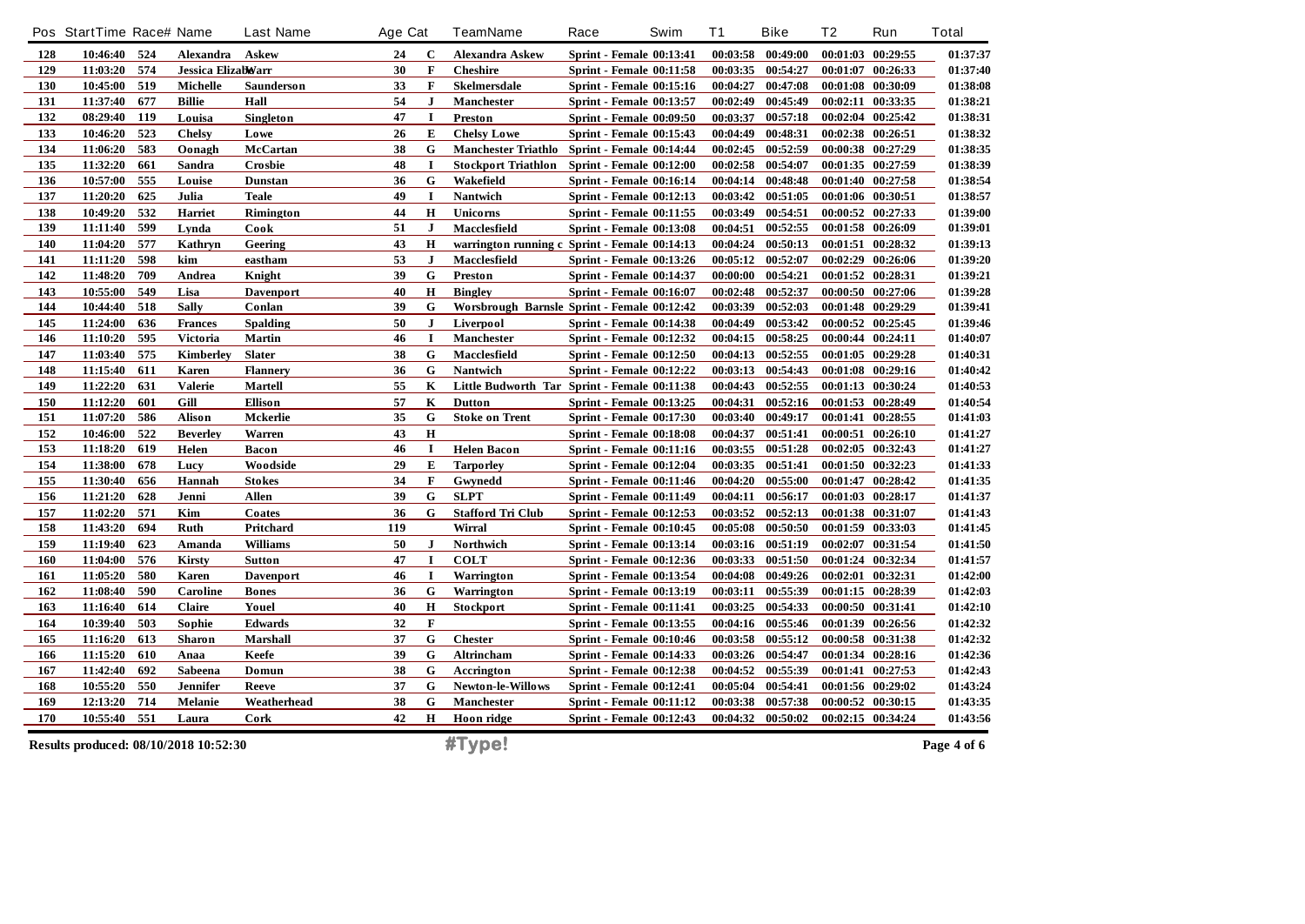| Pos | StartTime | Race# | Name | Last Name | Age | Cat | TeamName | Race | Swim | T1 | Bike | T2 | Run | Total |
|---|---|---|---|---|---|---|---|---|---|---|---|---|---|---|
| 128 | 10:46:40 | 524 | Alexandra | Askew | 24 | C | Alexandra Askew | Sprint - Female | 00:13:41 | 00:03:58 | 00:49:00 | 00:01:03 | 00:29:55 | 01:37:37 |
| 129 | 11:03:20 | 574 | Jessica Elizabeth | Warr | 30 | F | Cheshire | Sprint - Female | 00:11:58 | 00:03:35 | 00:54:27 | 00:01:07 | 00:26:33 | 01:37:40 |
| 130 | 10:45:00 | 519 | Michelle | Saunderson | 33 | F | Skelmersdale | Sprint - Female | 00:15:16 | 00:04:27 | 00:47:08 | 00:01:08 | 00:30:09 | 01:38:08 |
| 131 | 11:37:40 | 677 | Billie | Hall | 54 | J | Manchester | Sprint - Female | 00:13:57 | 00:02:49 | 00:45:49 | 00:02:11 | 00:33:35 | 01:38:21 |
| 132 | 08:29:40 | 119 | Louisa | Singleton | 47 | I | Preston | Sprint - Female | 00:09:50 | 00:03:37 | 00:57:18 | 00:02:04 | 00:25:42 | 01:38:31 |
| 133 | 10:46:20 | 523 | Chelsy | Lowe | 26 | E | Chelsy Lowe | Sprint - Female | 00:15:43 | 00:04:49 | 00:48:31 | 00:02:38 | 00:26:51 | 01:38:32 |
| 134 | 11:06:20 | 583 | Oonagh | McCartan | 38 | G | Manchester Triathlo | Sprint - Female | 00:14:44 | 00:02:45 | 00:52:59 | 00:00:38 | 00:27:29 | 01:38:35 |
| 135 | 11:32:20 | 661 | Sandra | Crosbie | 48 | I | Stockport Triathlon | Sprint - Female | 00:12:00 | 00:02:58 | 00:54:07 | 00:01:35 | 00:27:59 | 01:38:39 |
| 136 | 10:57:00 | 555 | Louise | Dunstan | 36 | G | Wakefield | Sprint - Female | 00:16:14 | 00:04:14 | 00:48:48 | 00:01:40 | 00:27:58 | 01:38:54 |
| 137 | 11:20:20 | 625 | Julia | Teale | 49 | I | Nantwich | Sprint - Female | 00:12:13 | 00:03:42 | 00:51:05 | 00:01:06 | 00:30:51 | 01:38:57 |
| 138 | 10:49:20 | 532 | Harriet | Rimington | 44 | H | Unicorns | Sprint - Female | 00:11:55 | 00:03:49 | 00:54:51 | 00:00:52 | 00:27:33 | 01:39:00 |
| 139 | 11:11:40 | 599 | Lynda | Cook | 51 | J | Macclesfield | Sprint - Female | 00:13:08 | 00:04:51 | 00:52:55 | 00:01:58 | 00:26:09 | 01:39:01 |
| 140 | 11:04:20 | 577 | Kathryn | Geering | 43 | H | warrington running c | Sprint - Female | 00:14:13 | 00:04:24 | 00:50:13 | 00:01:51 | 00:28:32 | 01:39:13 |
| 141 | 11:11:20 | 598 | kim | eastham | 53 | J | Macclesfield | Sprint - Female | 00:13:26 | 00:05:12 | 00:52:07 | 00:02:29 | 00:26:06 | 01:39:20 |
| 142 | 11:48:20 | 709 | Andrea | Knight | 39 | G | Preston | Sprint - Female | 00:14:37 | 00:00:00 | 00:54:21 | 00:01:52 | 00:28:31 | 01:39:21 |
| 143 | 10:55:00 | 549 | Lisa | Davenport | 40 | H | Bingley | Sprint - Female | 00:16:07 | 00:02:48 | 00:52:37 | 00:00:50 | 00:27:06 | 01:39:28 |
| 144 | 10:44:40 | 518 | Sally | Conlan | 39 | G | Worsbrough Barnsle | Sprint - Female | 00:12:42 | 00:03:39 | 00:52:03 | 00:01:48 | 00:29:29 | 01:39:41 |
| 145 | 11:24:00 | 636 | Frances | Spalding | 50 | J | Liverpool | Sprint - Female | 00:14:38 | 00:04:49 | 00:53:42 | 00:00:52 | 00:25:45 | 01:39:46 |
| 146 | 11:10:20 | 595 | Victoria | Martin | 46 | I | Manchester | Sprint - Female | 00:12:32 | 00:04:15 | 00:58:25 | 00:00:44 | 00:24:11 | 01:40:07 |
| 147 | 11:03:40 | 575 | Kimberley | Slater | 38 | G | Macclesfield | Sprint - Female | 00:12:50 | 00:04:13 | 00:52:55 | 00:01:05 | 00:29:28 | 01:40:31 |
| 148 | 11:15:40 | 611 | Karen | Flannery | 36 | G | Nantwich | Sprint - Female | 00:12:22 | 00:03:13 | 00:54:43 | 00:01:08 | 00:29:16 | 01:40:42 |
| 149 | 11:22:20 | 631 | Valerie | Martell | 55 | K | Little Budworth Tar | Sprint - Female | 00:11:38 | 00:04:43 | 00:52:55 | 00:01:13 | 00:30:24 | 01:40:53 |
| 150 | 11:12:20 | 601 | Gill | Ellison | 57 | K | Dutton | Sprint - Female | 00:13:25 | 00:04:31 | 00:52:16 | 00:01:53 | 00:28:49 | 01:40:54 |
| 151 | 11:07:20 | 586 | Alison | Mckerlie | 35 | G | Stoke on Trent | Sprint - Female | 00:17:30 | 00:03:40 | 00:49:17 | 00:01:41 | 00:28:55 | 01:41:03 |
| 152 | 10:46:00 | 522 | Beverley | Warren | 43 | H | | Sprint - Female | 00:18:08 | 00:04:37 | 00:51:41 | 00:00:51 | 00:26:10 | 01:41:27 |
| 153 | 11:18:20 | 619 | Helen | Bacon | 46 | I | Helen Bacon | Sprint - Female | 00:11:16 | 00:03:55 | 00:51:28 | 00:02:05 | 00:32:43 | 01:41:27 |
| 154 | 11:38:00 | 678 | Lucy | Woodside | 29 | E | Tarporley | Sprint - Female | 00:12:04 | 00:03:35 | 00:51:41 | 00:01:50 | 00:32:23 | 01:41:33 |
| 155 | 11:30:40 | 656 | Hannah | Stokes | 34 | F | Gwynedd | Sprint - Female | 00:11:46 | 00:04:20 | 00:55:00 | 00:01:47 | 00:28:42 | 01:41:35 |
| 156 | 11:21:20 | 628 | Jenni | Allen | 39 | G | SLPT | Sprint - Female | 00:11:49 | 00:04:11 | 00:56:17 | 00:01:03 | 00:28:17 | 01:41:37 |
| 157 | 11:02:20 | 571 | Kim | Coates | 36 | G | Stafford Tri Club | Sprint - Female | 00:12:53 | 00:03:52 | 00:52:13 | 00:01:38 | 00:31:07 | 01:41:43 |
| 158 | 11:43:20 | 694 | Ruth | Pritchard | 119 | | Wirral | Sprint - Female | 00:10:45 | 00:05:08 | 00:50:50 | 00:01:59 | 00:33:03 | 01:41:45 |
| 159 | 11:19:40 | 623 | Amanda | Williams | 50 | J | Northwich | Sprint - Female | 00:13:14 | 00:03:16 | 00:51:19 | 00:02:07 | 00:31:54 | 01:41:50 |
| 160 | 11:04:00 | 576 | Kirsty | Sutton | 47 | I | COLT | Sprint - Female | 00:12:36 | 00:03:33 | 00:51:50 | 00:01:24 | 00:32:34 | 01:41:57 |
| 161 | 11:05:20 | 580 | Karen | Davenport | 46 | I | Warrington | Sprint - Female | 00:13:54 | 00:04:08 | 00:49:26 | 00:02:01 | 00:32:31 | 01:42:00 |
| 162 | 11:08:40 | 590 | Caroline | Bones | 36 | G | Warrington | Sprint - Female | 00:13:19 | 00:03:11 | 00:55:39 | 00:01:15 | 00:28:39 | 01:42:03 |
| 163 | 11:16:40 | 614 | Claire | Youel | 40 | H | Stockport | Sprint - Female | 00:11:41 | 00:03:25 | 00:54:33 | 00:00:50 | 00:31:41 | 01:42:10 |
| 164 | 10:39:40 | 503 | Sophie | Edwards | 32 | F | | Sprint - Female | 00:13:55 | 00:04:16 | 00:55:46 | 00:01:39 | 00:26:56 | 01:42:32 |
| 165 | 11:16:20 | 613 | Sharon | Marshall | 37 | G | Chester | Sprint - Female | 00:10:46 | 00:03:58 | 00:55:12 | 00:00:58 | 00:31:38 | 01:42:32 |
| 166 | 11:15:20 | 610 | Anaa | Keefe | 39 | G | Altrincham | Sprint - Female | 00:14:33 | 00:03:26 | 00:54:47 | 00:01:34 | 00:28:16 | 01:42:36 |
| 167 | 11:42:40 | 692 | Sabeena | Domun | 38 | G | Accrington | Sprint - Female | 00:12:38 | 00:04:52 | 00:55:39 | 00:01:41 | 00:27:53 | 01:42:43 |
| 168 | 10:55:20 | 550 | Jennifer | Reeve | 37 | G | Newton-le-Willows | Sprint - Female | 00:12:41 | 00:05:04 | 00:54:41 | 00:01:56 | 00:29:02 | 01:43:24 |
| 169 | 12:13:20 | 714 | Melanie | Weatherhead | 38 | G | Manchester | Sprint - Female | 00:11:12 | 00:03:38 | 00:57:38 | 00:00:52 | 00:30:15 | 01:43:35 |
| 170 | 10:55:40 | 551 | Laura | Cork | 42 | H | Hoon ridge | Sprint - Female | 00:12:43 | 00:04:32 | 00:50:02 | 00:02:15 | 00:34:24 | 01:43:56 |

Results produced: 08/10/2018 10:52:30

#Type!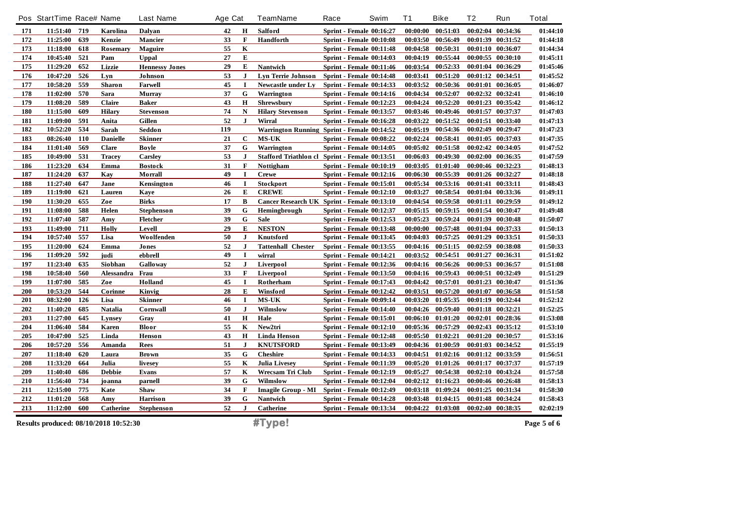| Pos | StartTime | Race# | Name | Last Name | Age | Cat | TeamName | Race | Swim | T1 | Bike | T2 | Run | Total |
|---|---|---|---|---|---|---|---|---|---|---|---|---|---|---|
| 171 | 11:51:40 | 719 | Karolina | Dalyan | 42 | H | Salford | Sprint - Female | 00:16:27 | 00:00:00 | 00:51:03 | 00:02:04 | 00:34:36 | 01:44:10 |
| 172 | 11:25:00 | 639 | Kenzie | Mancier | 33 | F | Handforth | Sprint - Female | 00:10:08 | 00:03:50 | 00:56:49 | 00:01:39 | 00:31:52 | 01:44:18 |
| 173 | 11:18:00 | 618 | Rosemary | Maguire | 55 | K | | Sprint - Female | 00:11:48 | 00:04:58 | 00:50:31 | 00:01:10 | 00:36:07 | 01:44:34 |
| 174 | 10:45:40 | 521 | Pam | Uppal | 27 | E | | Sprint - Female | 00:14:03 | 00:04:19 | 00:55:44 | 00:00:55 | 00:30:10 | 01:45:11 |
| 175 | 11:29:20 | 652 | Lizzie | Hennessy Jones | 29 | E | Nantwich | Sprint - Female | 00:11:46 | 00:03:54 | 00:52:33 | 00:01:04 | 00:36:29 | 01:45:46 |
| 176 | 10:47:20 | 526 | Lyn | Johnson | 53 | J | Lyn Terrie Johnson | Sprint - Female | 00:14:48 | 00:03:41 | 00:51:20 | 00:01:12 | 00:34:51 | 01:45:52 |
| 177 | 10:58:20 | 559 | Sharon | Farwell | 45 | I | Newcastle under Ly | Sprint - Female | 00:14:33 | 00:03:52 | 00:50:36 | 00:01:01 | 00:36:05 | 01:46:07 |
| 178 | 11:02:00 | 570 | Sara | Murray | 37 | G | Warrington | Sprint - Female | 00:14:16 | 00:04:34 | 00:52:07 | 00:02:32 | 00:32:41 | 01:46:10 |
| 179 | 11:08:20 | 589 | Claire | Baker | 43 | H | Shrewsbury | Sprint - Female | 00:12:23 | 00:04:24 | 00:52:20 | 00:01:23 | 00:35:42 | 01:46:12 |
| 180 | 11:15:00 | 609 | Hilary | Stevenson | 74 | N | Hilary Stevenson | Sprint - Female | 00:13:57 | 00:03:46 | 00:49:46 | 00:01:57 | 00:37:37 | 01:47:03 |
| 181 | 11:09:00 | 591 | Anita | Gillen | 52 | J | Wirral | Sprint - Female | 00:16:28 | 00:03:22 | 00:51:52 | 00:01:51 | 00:33:40 | 01:47:13 |
| 182 | 10:52:20 | 534 | Sarah | Seddon | 119 | | Warrington Running | Sprint - Female | 00:14:52 | 00:05:19 | 00:54:36 | 00:02:49 | 00:29:47 | 01:47:23 |
| 183 | 08:26:40 | 110 | Danielle | Skinner | 21 | C | MS-UK | Sprint - Female | 00:08:22 | 00:02:24 | 00:58:41 | 00:01:05 | 00:37:03 | 01:47:35 |
| 184 | 11:01:40 | 569 | Clare | Boyle | 37 | G | Warrington | Sprint - Female | 00:14:05 | 00:05:02 | 00:51:58 | 00:02:42 | 00:34:05 | 01:47:52 |
| 185 | 10:49:00 | 531 | Tracey | Carsley | 53 | J | Stafford Triathlon cl | Sprint - Female | 00:13:51 | 00:06:03 | 00:49:30 | 00:02:00 | 00:36:35 | 01:47:59 |
| 186 | 11:23:20 | 634 | Emma | Bostock | 31 | F | Nottigham | Sprint - Female | 00:10:19 | 00:03:05 | 01:01:40 | 00:00:46 | 00:32:23 | 01:48:13 |
| 187 | 11:24:20 | 637 | Kay | Morrall | 49 | I | Crewe | Sprint - Female | 00:12:16 | 00:06:30 | 00:55:39 | 00:01:26 | 00:32:27 | 01:48:18 |
| 188 | 11:27:40 | 647 | Jane | Kensington | 46 | I | Stockport | Sprint - Female | 00:15:01 | 00:05:34 | 00:53:16 | 00:01:41 | 00:33:11 | 01:48:43 |
| 189 | 11:19:00 | 621 | Lauren | Kaye | 26 | E | CREWE | Sprint - Female | 00:12:10 | 00:03:27 | 00:58:54 | 00:01:04 | 00:33:36 | 01:49:11 |
| 190 | 11:30:20 | 655 | Zoe | Birks | 17 | B | Cancer Research UK | Sprint - Female | 00:13:10 | 00:04:54 | 00:59:58 | 00:01:11 | 00:29:59 | 01:49:12 |
| 191 | 11:08:00 | 588 | Helen | Stephenson | 39 | G | Hemingbrough | Sprint - Female | 00:12:37 | 00:05:15 | 00:59:15 | 00:01:54 | 00:30:47 | 01:49:48 |
| 192 | 11:07:40 | 587 | Amy | Fletcher | 39 | G | Sale | Sprint - Female | 00:12:53 | 00:05:23 | 00:59:24 | 00:01:39 | 00:30:48 | 01:50:07 |
| 193 | 11:49:00 | 711 | Holly | Levell | 29 | E | NESTON | Sprint - Female | 00:13:48 | 00:00:00 | 00:57:48 | 00:01:04 | 00:37:33 | 01:50:13 |
| 194 | 10:57:40 | 557 | Lisa | Woolfenden | 50 | J | Knutsford | Sprint - Female | 00:13:45 | 00:04:03 | 00:57:25 | 00:01:29 | 00:33:51 | 01:50:33 |
| 195 | 11:20:00 | 624 | Emma | Jones | 52 | J | Tattenhall Chester | Sprint - Female | 00:13:55 | 00:04:16 | 00:51:15 | 00:02:59 | 00:38:08 | 01:50:33 |
| 196 | 11:09:20 | 592 | judi | ebbrell | 49 | I | wirral | Sprint - Female | 00:14:21 | 00:03:52 | 00:54:51 | 00:01:27 | 00:36:31 | 01:51:02 |
| 197 | 11:23:40 | 635 | Siobhan | Galloway | 52 | J | Liverpool | Sprint - Female | 00:12:36 | 00:04:16 | 00:56:26 | 00:00:53 | 00:36:57 | 01:51:08 |
| 198 | 10:58:40 | 560 | Alessandra | Frau | 33 | F | Liverpool | Sprint - Female | 00:13:50 | 00:04:16 | 00:59:43 | 00:00:51 | 00:32:49 | 01:51:29 |
| 199 | 11:07:00 | 585 | Zoe | Holland | 45 | I | Rotherham | Sprint - Female | 00:17:43 | 00:04:42 | 00:57:01 | 00:01:23 | 00:30:47 | 01:51:36 |
| 200 | 10:53:20 | 544 | Corinne | Kinvig | 28 | E | Winsford | Sprint - Female | 00:12:42 | 00:03:51 | 00:57:20 | 00:01:07 | 00:36:58 | 01:51:58 |
| 201 | 08:32:00 | 126 | Lisa | Skinner | 46 | I | MS-UK | Sprint - Female | 00:09:14 | 00:03:20 | 01:05:35 | 00:01:19 | 00:32:44 | 01:52:12 |
| 202 | 11:40:20 | 685 | Natalia | Cornwall | 50 | J | Wilmslow | Sprint - Female | 00:14:40 | 00:04:26 | 00:59:40 | 00:01:18 | 00:32:21 | 01:52:25 |
| 203 | 11:27:00 | 645 | Lynsey | Gray | 41 | H | Hale | Sprint - Female | 00:15:01 | 00:06:10 | 01:01:20 | 00:02:01 | 00:28:36 | 01:53:08 |
| 204 | 11:06:40 | 584 | Karen | Bloor | 55 | K | New2tri | Sprint - Female | 00:12:10 | 00:05:36 | 00:57:29 | 00:02:43 | 00:35:12 | 01:53:10 |
| 205 | 10:47:00 | 525 | Linda | Henson | 43 | H | Linda Henson | Sprint - Female | 00:12:48 | 00:05:50 | 01:02:21 | 00:01:20 | 00:30:57 | 01:53:16 |
| 206 | 10:57:20 | 556 | Amanda | Rees | 51 | J | KNUTSFORD | Sprint - Female | 00:13:49 | 00:04:36 | 01:00:59 | 00:01:03 | 00:34:52 | 01:55:19 |
| 207 | 11:18:40 | 620 | Laura | Brown | 35 | G | Cheshire | Sprint - Female | 00:14:33 | 00:04:51 | 01:02:16 | 00:01:12 | 00:33:59 | 01:56:51 |
| 208 | 11:33:20 | 664 | Julia | livesey | 55 | K | Julia Livesey | Sprint - Female | 00:11:39 | 00:05:20 | 01:01:26 | 00:01:17 | 00:37:37 | 01:57:19 |
| 209 | 11:40:40 | 686 | Debbie | Evans | 57 | K | Wrecsam Tri Club | Sprint - Female | 00:12:19 | 00:05:27 | 00:54:38 | 00:02:10 | 00:43:24 | 01:57:58 |
| 210 | 11:56:40 | 734 | joanna | parnell | 39 | G | Wilmslow | Sprint - Female | 00:12:04 | 00:02:12 | 01:16:23 | 00:00:46 | 00:26:48 | 01:58:13 |
| 211 | 12:15:00 | 775 | Kate | Shaw | 34 | F | Imagile Group - MI | Sprint - Female | 00:12:49 | 00:03:18 | 01:09:24 | 00:01:25 | 00:31:34 | 01:58:30 |
| 212 | 11:01:20 | 568 | Amy | Harrison | 39 | G | Nantwich | Sprint - Female | 00:14:28 | 00:03:48 | 01:04:15 | 00:01:48 | 00:34:24 | 01:58:43 |
| 213 | 11:12:00 | 600 | Catherine | Stephenson | 52 | J | Catherine | Sprint - Female | 00:13:34 | 00:04:22 | 01:03:08 | 00:02:40 | 00:38:35 | 02:02:19 |

Results produced: 08/10/2018 10:52:30 #Type!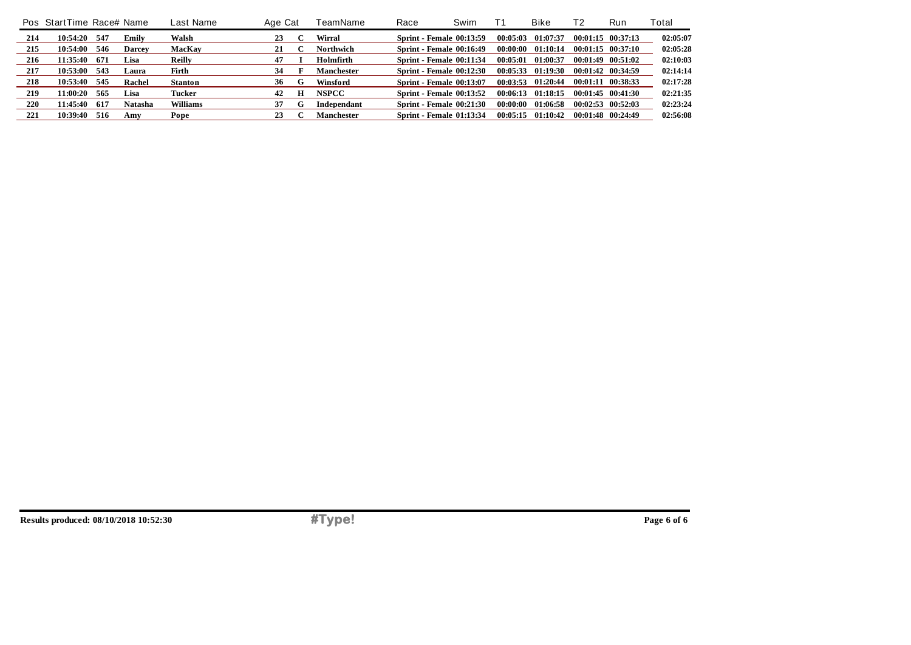| Pos | StartTime | Race# | Name | Last Name | Age | Cat | TeamName | Race | Swim | T1 | Bike | T2 | Run | Total |
|---|---|---|---|---|---|---|---|---|---|---|---|---|---|---|
| 214 | 10:54:20 | 547 | Emily | Walsh | 23 | C | Wirral | Sprint - Female | 00:13:59 | 00:05:03 | 01:07:37 | 00:01:15 | 00:37:13 | 02:05:07 |
| 215 | 10:54:00 | 546 | Darcey | MacKay | 21 | C | Northwich | Sprint - Female | 00:16:49 | 00:00:00 | 01:10:14 | 00:01:15 | 00:37:10 | 02:05:28 |
| 216 | 11:35:40 | 671 | Lisa | Reilly | 47 | I | Holmfirth | Sprint - Female | 00:11:34 | 00:05:01 | 01:00:37 | 00:01:49 | 00:51:02 | 02:10:03 |
| 217 | 10:53:00 | 543 | Laura | Firth | 34 | F | Manchester | Sprint - Female | 00:12:30 | 00:05:33 | 01:19:30 | 00:01:42 | 00:34:59 | 02:14:14 |
| 218 | 10:53:40 | 545 | Rachel | Stanton | 36 | G | Winsford | Sprint - Female | 00:13:07 | 00:03:53 | 01:20:44 | 00:01:11 | 00:38:33 | 02:17:28 |
| 219 | 11:00:20 | 565 | Lisa | Tucker | 42 | H | NSPCC | Sprint - Female | 00:13:52 | 00:06:13 | 01:18:15 | 00:01:45 | 00:41:30 | 02:21:35 |
| 220 | 11:45:40 | 617 | Natasha | Williams | 37 | G | Independant | Sprint - Female | 00:21:30 | 00:00:00 | 01:06:58 | 00:02:53 | 00:52:03 | 02:23:24 |
| 221 | 10:39:40 | 516 | Amy | Pope | 23 | C | Manchester | Sprint - Female | 01:13:34 | 00:05:15 | 01:10:42 | 00:01:48 | 00:24:49 | 02:56:08 |

Results produced: 08/10/2018 10:52:30

#Type!